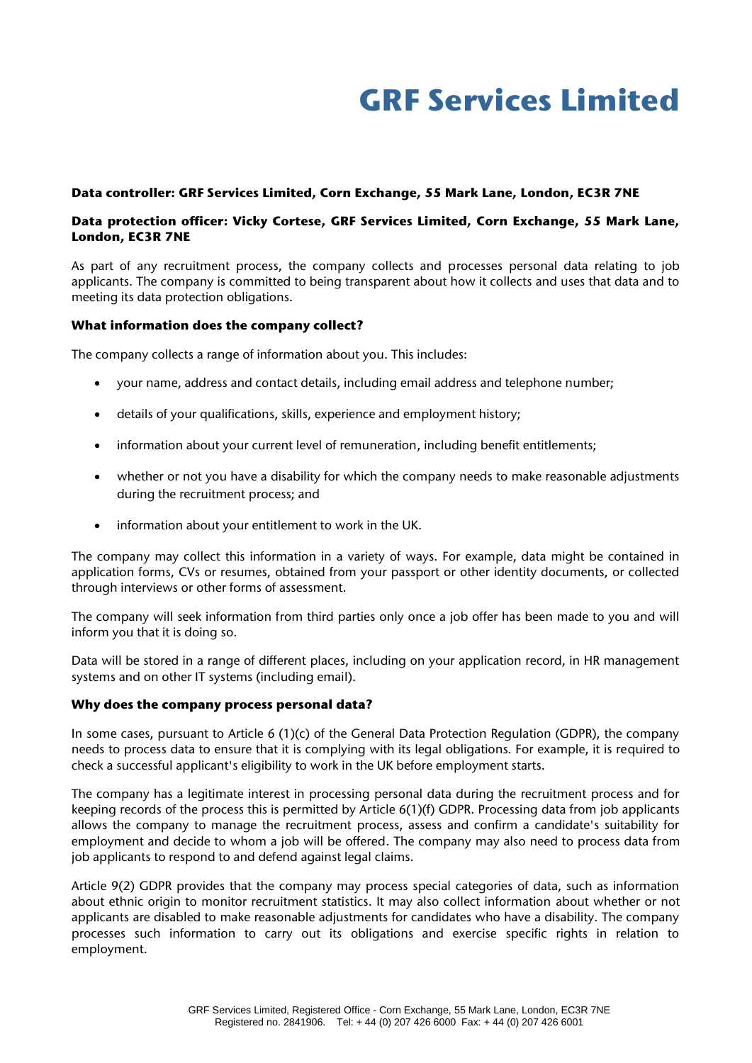# GRF Services Limited

**Data controller: GRF Services Limited, Corn Exchange, 55 Mark Lane, London, EC3R 7NE**

**Data protection officer: Vicky Cortese, GRF Services Limited, Corn Exchange, 55 Mark Lane, London, EC3R 7NE**

As part of any recruitment process, the company collects and processes personal data relating to job applicants. The company is committed to being transparent about how it collects and uses that data and to meeting its data protection obligations.

**What information does the company collect?**

The company collects a range of information about you. This includes:

- your name, address and contact details, including email address and telephone number;
- details of your qualifications, skills, experience and employment history;
- information about your current level of remuneration, including benefit entitlements;
- whether or not you have a disability for which the company needs to make reasonable adjustments during the recruitment process; and
- information about your entitlement to work in the UK.

The company may collect this information in a variety of ways. For example, data might be contained in application forms, CVs or resumes, obtained from your passport or other identity documents, or collected through interviews or other forms of assessment.

The company will seek information from third parties only once a job offer has been made to you and will inform you that it is doing so.

Data will be stored in a range of different places, including on your application record, in HR management systems and on other IT systems (including email).

**Why does the company process personal data?**

In some cases, pursuant to Article 6 (1)(c) of the General Data Protection Regulation (GDPR), the company needs to process data to ensure that it is complying with its legal obligations. For example, it is required to check a successful applicant's eligibility to work in the UK before employment starts.

The company has a legitimate interest in processing personal data during the recruitment process and for keeping records of the process this is permitted by Article 6(1)(f) GDPR. Processing data from job applicants allows the company to manage the recruitment process, assess and confirm a candidate's suitability for employment and decide to whom a job will be offered. The company may also need to process data from job applicants to respond to and defend against legal claims.

Article 9(2) GDPR provides that the company may process special categories of data, such as information about ethnic origin to monitor recruitment statistics. It may also collect information about whether or not applicants are disabled to make reasonable adjustments for candidates who have a disability. The company processes such information to carry out its obligations and exercise specific rights in relation to employment.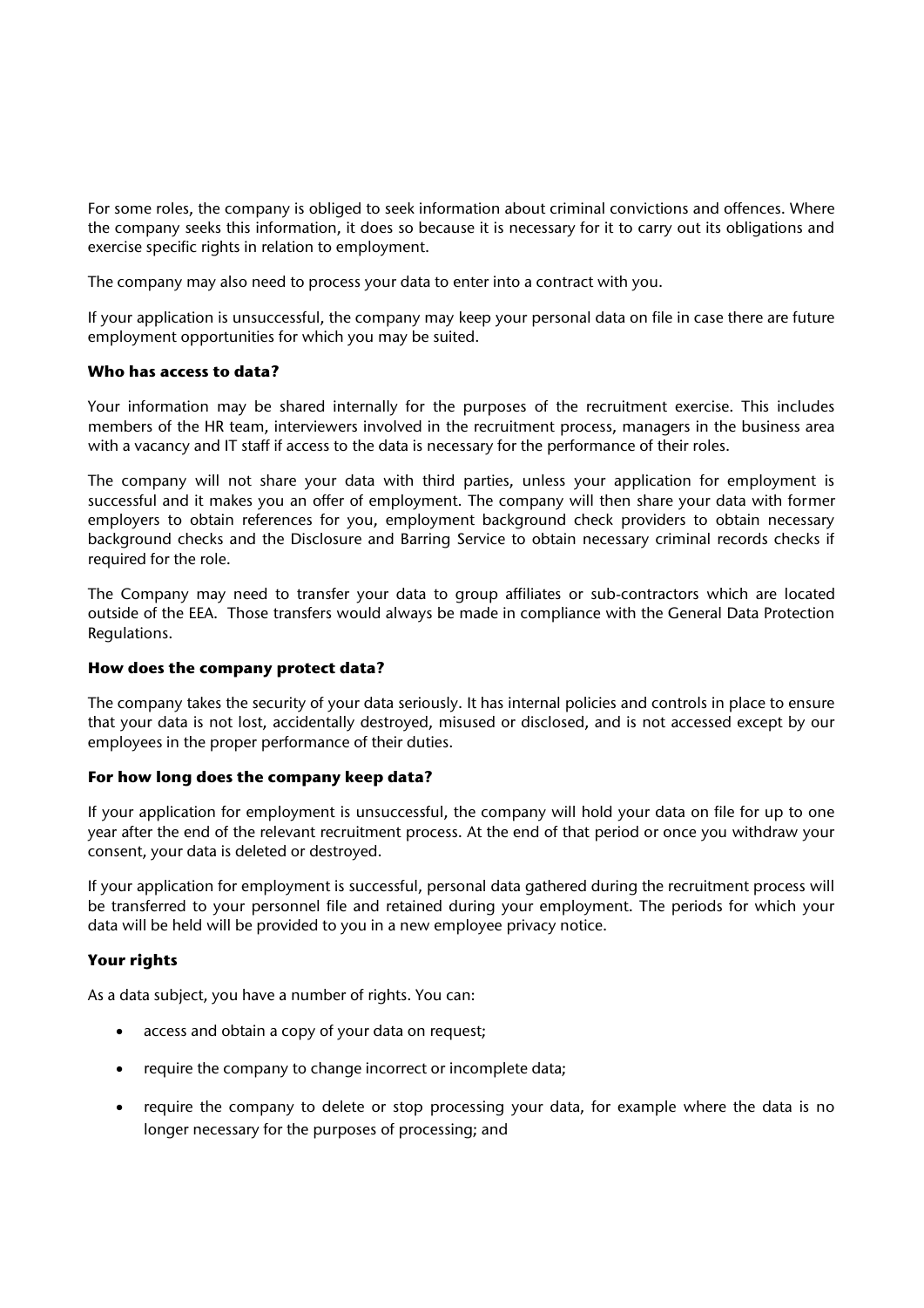For some roles, the company is obliged to seek information about criminal convictions and offences. Where the company seeks this information, it does so because it is necessary for it to carry out its obligations and exercise specific rights in relation to employment.

The company may also need to process your data to enter into a contract with you.

If your application is unsuccessful, the company may keep your personal data on file in case there are future employment opportunities for which you may be suited.

**Who has access to data?**

Your information may be shared internally for the purposes of the recruitment exercise. This includes members of the HR team, interviewers involved in the recruitment process, managers in the business area with a vacancy and IT staff if access to the data is necessary for the performance of their roles.

The company will not share your data with third parties, unless your application for employment is successful and it makes you an offer of employment. The company will then share your data with former employers to obtain references for you, employment background check providers to obtain necessary background checks and the Disclosure and Barring Service to obtain necessary criminal records checks if required for the role.

The Company may need to transfer your data to group affiliates or sub-contractors which are located outside of the EEA. Those transfers would always be made in compliance with the General Data Protection Regulations.

**How does the company protect data?**

The company takes the security of your data seriously. It has internal policies and controls in place to ensure that your data is not lost, accidentally destroyed, misused or disclosed, and is not accessed except by our employees in the proper performance of their duties.

**For how long does the company keep data?**

If your application for employment is unsuccessful, the company will hold your data on file for up to one year after the end of the relevant recruitment process. At the end of that period or once you withdraw your consent, your data is deleted or destroyed.

If your application for employment is successful, personal data gathered during the recruitment process will be transferred to your personnel file and retained during your employment. The periods for which your data will be held will be provided to you in a new employee privacy notice.

**Your rights**

As a data subject, you have a number of rights. You can:

- access and obtain a copy of your data on request;
- require the company to change incorrect or incomplete data;
- require the company to delete or stop processing your data, for example where the data is no longer necessary for the purposes of processing; and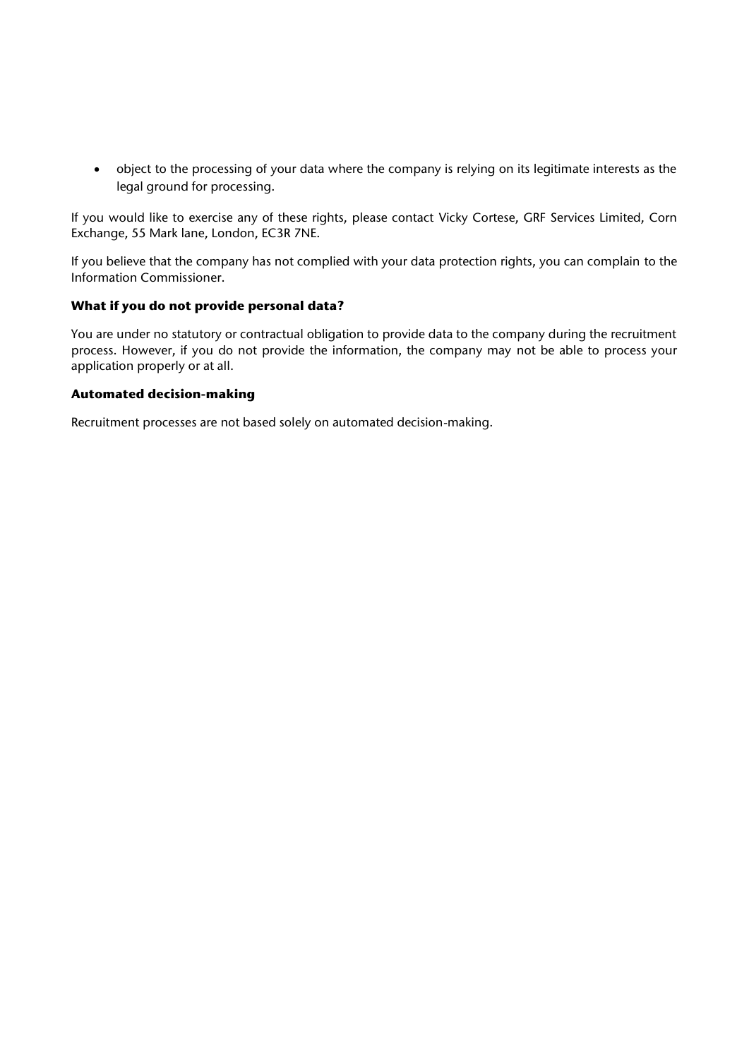- object to the processing of your data where the company is relying on its legitimate interests as the legal ground for processing.

If you would like to exercise any of these rights, please contact Vicky Cortese, GRF Services Limited, Corn Exchange, 55 Mark lane, London, EC3R 7NE.

If you believe that the company has not complied with your data protection rights, you can complain to the Information Commissioner.

**What if you do not provide personal data?**

You are under no statutory or contractual obligation to provide data to the company during the recruitment process. However, if you do not provide the information, the company may not be able to process your application properly or at all.

**Automated decision-making**

Recruitment processes are not based solely on automated decision-making.